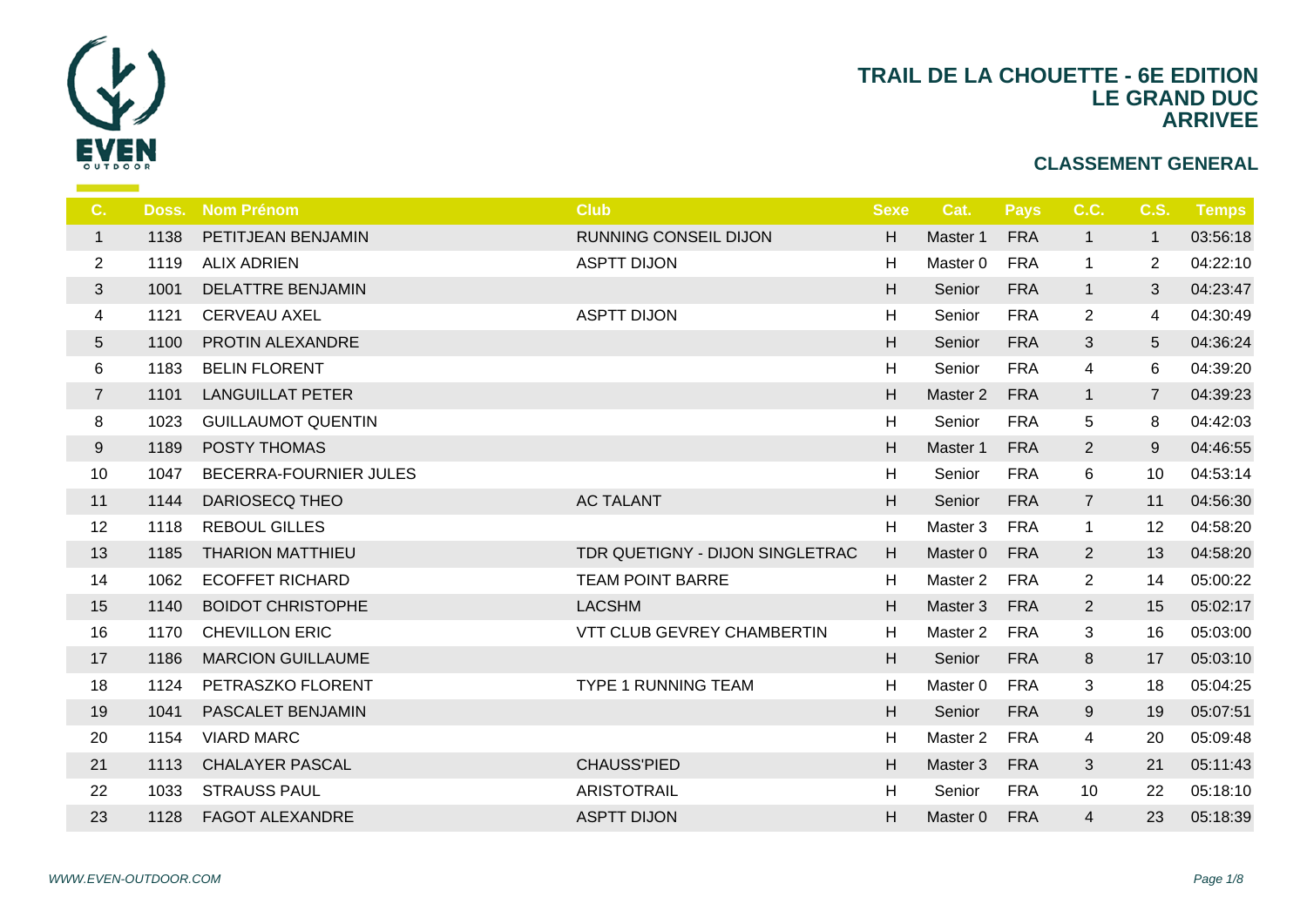# TRAIL DE LA CHOUETTE - 6E EDITION
## LE GRAND DUC
## ARRIVEE

### CLASSEMENT GENERAL

| C. | Doss. | Nom Prénom | Club | Sexe | Cat. | Pays | C.C. | C.S. | Temps |
|---|---|---|---|---|---|---|---|---|---|
| 1 | 1138 | PETITJEAN BENJAMIN | RUNNING CONSEIL DIJON | H | Master 1 | FRA | 1 | 1 | 03:56:18 |
| 2 | 1119 | ALIX ADRIEN | ASPTT DIJON | H | Master 0 | FRA | 1 | 2 | 04:22:10 |
| 3 | 1001 | DELATTRE BENJAMIN | | H | Senior | FRA | 1 | 3 | 04:23:47 |
| 4 | 1121 | CERVEAU AXEL | ASPTT DIJON | H | Senior | FRA | 2 | 4 | 04:30:49 |
| 5 | 1100 | PROTIN ALEXANDRE | | H | Senior | FRA | 3 | 5 | 04:36:24 |
| 6 | 1183 | BELIN FLORENT | | H | Senior | FRA | 4 | 6 | 04:39:20 |
| 7 | 1101 | LANGUILLAT PETER | | H | Master 2 | FRA | 1 | 7 | 04:39:23 |
| 8 | 1023 | GUILLAUMOT QUENTIN | | H | Senior | FRA | 5 | 8 | 04:42:03 |
| 9 | 1189 | POSTY THOMAS | | H | Master 1 | FRA | 2 | 9 | 04:46:55 |
| 10 | 1047 | BECERRA-FOURNIER JULES | | H | Senior | FRA | 6 | 10 | 04:53:14 |
| 11 | 1144 | DARIOSECQ THEO | AC TALANT | H | Senior | FRA | 7 | 11 | 04:56:30 |
| 12 | 1118 | REBOUL GILLES | | H | Master 3 | FRA | 1 | 12 | 04:58:20 |
| 13 | 1185 | THARION MATTHIEU | TDR QUETIGNY - DIJON SINGLETRAC | H | Master 0 | FRA | 2 | 13 | 04:58:20 |
| 14 | 1062 | ECOFFET RICHARD | TEAM POINT BARRE | H | Master 2 | FRA | 2 | 14 | 05:00:22 |
| 15 | 1140 | BOIDOT CHRISTOPHE | LACSHM | H | Master 3 | FRA | 2 | 15 | 05:02:17 |
| 16 | 1170 | CHEVILLON ERIC | VTT CLUB GEVREY CHAMBERTIN | H | Master 2 | FRA | 3 | 16 | 05:03:00 |
| 17 | 1186 | MARCION GUILLAUME | | H | Senior | FRA | 8 | 17 | 05:03:10 |
| 18 | 1124 | PETRASZKO FLORENT | TYPE 1 RUNNING TEAM | H | Master 0 | FRA | 3 | 18 | 05:04:25 |
| 19 | 1041 | PASCALET BENJAMIN | | H | Senior | FRA | 9 | 19 | 05:07:51 |
| 20 | 1154 | VIARD MARC | | H | Master 2 | FRA | 4 | 20 | 05:09:48 |
| 21 | 1113 | CHALAYER PASCAL | CHAUSS'PIED | H | Master 3 | FRA | 3 | 21 | 05:11:43 |
| 22 | 1033 | STRAUSS PAUL | ARISTOTRAIL | H | Senior | FRA | 10 | 22 | 05:18:10 |
| 23 | 1128 | FAGOT ALEXANDRE | ASPTT DIJON | H | Master 0 | FRA | 4 | 23 | 05:18:39 |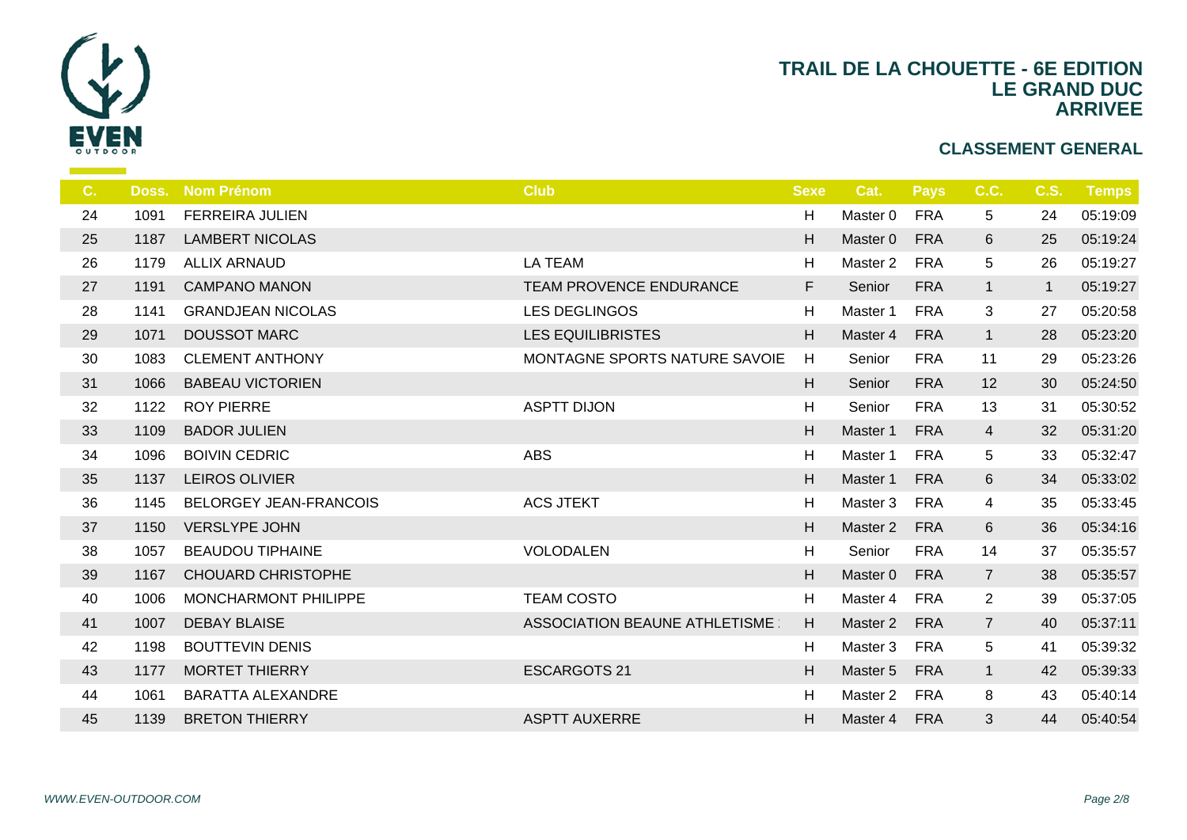# TRAIL DE LA CHOUETTE - 6E EDITION
## LE GRAND DUC
## ARRIVEE

### CLASSEMENT GENERAL

| C. | Doss. | Nom Prénom | Club | Sexe | Cat. | Pays | C.C. | C.S. | Temps |
|---|---|---|---|---|---|---|---|---|---|
| 24 | 1091 | FERREIRA JULIEN | | H | Master 0 | FRA | 5 | 24 | 05:19:09 |
| 25 | 1187 | LAMBERT NICOLAS | | H | Master 0 | FRA | 6 | 25 | 05:19:24 |
| 26 | 1179 | ALLIX ARNAUD | LA TEAM | H | Master 2 | FRA | 5 | 26 | 05:19:27 |
| 27 | 1191 | CAMPANO MANON | TEAM PROVENCE ENDURANCE | F | Senior | FRA | 1 | 1 | 05:19:27 |
| 28 | 1141 | GRANDJEAN NICOLAS | LES DEGLINGOS | H | Master 1 | FRA | 3 | 27 | 05:20:58 |
| 29 | 1071 | DOUSSOT MARC | LES EQUILIBRISTES | H | Master 4 | FRA | 1 | 28 | 05:23:20 |
| 30 | 1083 | CLEMENT ANTHONY | MONTAGNE SPORTS NATURE SAVOIE | H | Senior | FRA | 11 | 29 | 05:23:26 |
| 31 | 1066 | BABEAU VICTORIEN | | H | Senior | FRA | 12 | 30 | 05:24:50 |
| 32 | 1122 | ROY PIERRE | ASPTT DIJON | H | Senior | FRA | 13 | 31 | 05:30:52 |
| 33 | 1109 | BADOR JULIEN | | H | Master 1 | FRA | 4 | 32 | 05:31:20 |
| 34 | 1096 | BOIVIN CEDRIC | ABS | H | Master 1 | FRA | 5 | 33 | 05:32:47 |
| 35 | 1137 | LEIROS OLIVIER | | H | Master 1 | FRA | 6 | 34 | 05:33:02 |
| 36 | 1145 | BELORGEY JEAN-FRANCOIS | ACS JTEKT | H | Master 3 | FRA | 4 | 35 | 05:33:45 |
| 37 | 1150 | VERSLYPE JOHN | | H | Master 2 | FRA | 6 | 36 | 05:34:16 |
| 38 | 1057 | BEAUDOU TIPHAINE | VOLODALEN | H | Senior | FRA | 14 | 37 | 05:35:57 |
| 39 | 1167 | CHOUARD CHRISTOPHE | | H | Master 0 | FRA | 7 | 38 | 05:35:57 |
| 40 | 1006 | MONCHARMONT PHILIPPE | TEAM COSTO | H | Master 4 | FRA | 2 | 39 | 05:37:05 |
| 41 | 1007 | DEBAY BLAISE | ASSOCIATION BEAUNE ATHLETISME | H | Master 2 | FRA | 7 | 40 | 05:37:11 |
| 42 | 1198 | BOUTTEVIN DENIS | | H | Master 3 | FRA | 5 | 41 | 05:39:32 |
| 43 | 1177 | MORTET THIERRY | ESCARGOTS 21 | H | Master 5 | FRA | 1 | 42 | 05:39:33 |
| 44 | 1061 | BARATTA ALEXANDRE | | H | Master 2 | FRA | 8 | 43 | 05:40:14 |
| 45 | 1139 | BRETON THIERRY | ASPTT AUXERRE | H | Master 4 | FRA | 3 | 44 | 05:40:54 |

*WWW.EVEN-OUTDOOR.COM*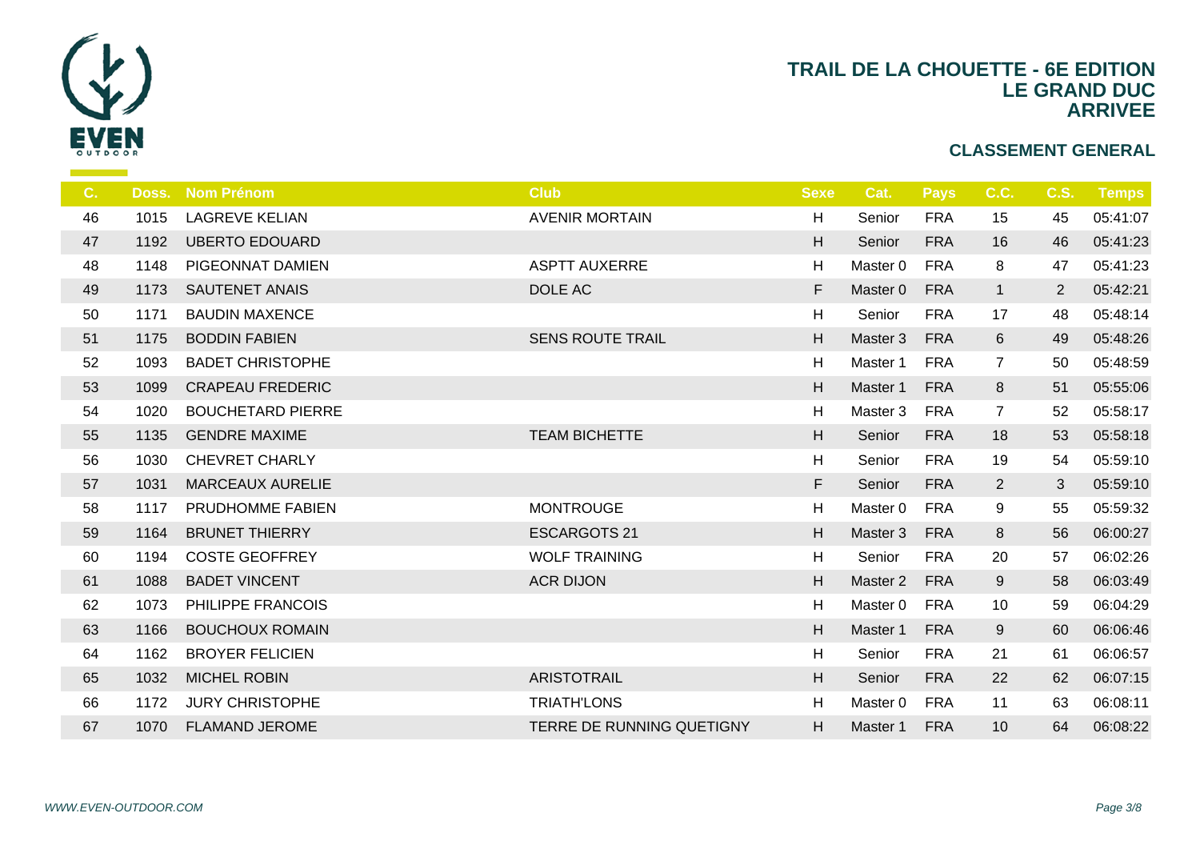# TRAIL DE LA CHOUETTE - 6E EDITION
## LE GRAND DUC
## ARRIVEE

### CLASSEMENT GENERAL

| C. | Doss. | Nom Prénom | Club | Sexe | Cat. | Pays | C.C. | C.S. | Temps |
|---|---|---|---|---|---|---|---|---|---|
| 46 | 1015 | LAGREVE KELIAN | AVENIR MORTAIN | H | Senior | FRA | 15 | 45 | 05:41:07 |
| 47 | 1192 | UBERTO EDOUARD | | H | Senior | FRA | 16 | 46 | 05:41:23 |
| 48 | 1148 | PIGEONNAT DAMIEN | ASPTT AUXERRE | H | Master 0 | FRA | 8 | 47 | 05:41:23 |
| 49 | 1173 | SAUTENET ANAIS | DOLE AC | F | Master 0 | FRA | 1 | 2 | 05:42:21 |
| 50 | 1171 | BAUDIN MAXENCE | | H | Senior | FRA | 17 | 48 | 05:48:14 |
| 51 | 1175 | BODDIN FABIEN | SENS ROUTE TRAIL | H | Master 3 | FRA | 6 | 49 | 05:48:26 |
| 52 | 1093 | BADET CHRISTOPHE | | H | Master 1 | FRA | 7 | 50 | 05:48:59 |
| 53 | 1099 | CRAPEAU FREDERIC | | H | Master 1 | FRA | 8 | 51 | 05:55:06 |
| 54 | 1020 | BOUCHETARD PIERRE | | H | Master 3 | FRA | 7 | 52 | 05:58:17 |
| 55 | 1135 | GENDRE MAXIME | TEAM BICHETTE | H | Senior | FRA | 18 | 53 | 05:58:18 |
| 56 | 1030 | CHEVRET CHARLY | | H | Senior | FRA | 19 | 54 | 05:59:10 |
| 57 | 1031 | MARCEAUX AURELIE | | F | Senior | FRA | 2 | 3 | 05:59:10 |
| 58 | 1117 | PRUDHOMME FABIEN | MONTROUGE | H | Master 0 | FRA | 9 | 55 | 05:59:32 |
| 59 | 1164 | BRUNET THIERRY | ESCARGOTS 21 | H | Master 3 | FRA | 8 | 56 | 06:00:27 |
| 60 | 1194 | COSTE GEOFFREY | WOLF TRAINING | H | Senior | FRA | 20 | 57 | 06:02:26 |
| 61 | 1088 | BADET VINCENT | ACR DIJON | H | Master 2 | FRA | 9 | 58 | 06:03:49 |
| 62 | 1073 | PHILIPPE FRANCOIS | | H | Master 0 | FRA | 10 | 59 | 06:04:29 |
| 63 | 1166 | BOUCHOUX ROMAIN | | H | Master 1 | FRA | 9 | 60 | 06:06:46 |
| 64 | 1162 | BROYER FELICIEN | | H | Senior | FRA | 21 | 61 | 06:06:57 |
| 65 | 1032 | MICHEL ROBIN | ARISTOTRAIL | H | Senior | FRA | 22 | 62 | 06:07:15 |
| 66 | 1172 | JURY CHRISTOPHE | TRIATH'LONS | H | Master 0 | FRA | 11 | 63 | 06:08:11 |
| 67 | 1070 | FLAMAND JEROME | TERRE DE RUNNING QUETIGNY | H | Master 1 | FRA | 10 | 64 | 06:08:22 |

*WWW.EVEN-OUTDOOR.COM*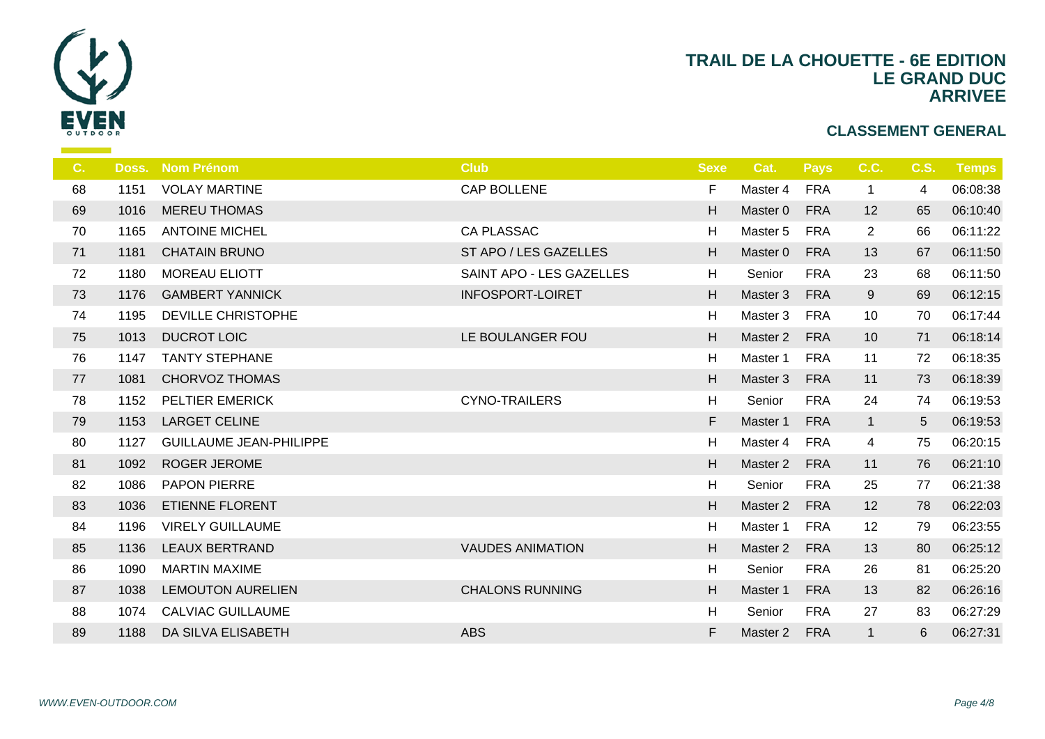# TRAIL DE LA CHOUETTE - 6E EDITION
## LE GRAND DUC
## ARRIVEE

### CLASSEMENT GENERAL

| C. | Doss. | Nom Prénom | Club | Sexe | Cat. | Pays | C.C. | C.S. | Temps |
|---|---|---|---|---|---|---|---|---|---|
| 68 | 1151 | VOLAY MARTINE | CAP BOLLENE | F | Master 4 | FRA | 1 | 4 | 06:08:38 |
| 69 | 1016 | MEREU THOMAS | | H | Master 0 | FRA | 12 | 65 | 06:10:40 |
| 70 | 1165 | ANTOINE MICHEL | CA PLASSAC | H | Master 5 | FRA | 2 | 66 | 06:11:22 |
| 71 | 1181 | CHATAIN BRUNO | ST APO / LES GAZELLES | H | Master 0 | FRA | 13 | 67 | 06:11:50 |
| 72 | 1180 | MOREAU ELIOTT | SAINT APO - LES GAZELLES | H | Senior | FRA | 23 | 68 | 06:11:50 |
| 73 | 1176 | GAMBERT YANNICK | INFOSPORT-LOIRET | H | Master 3 | FRA | 9 | 69 | 06:12:15 |
| 74 | 1195 | DEVILLE CHRISTOPHE | | H | Master 3 | FRA | 10 | 70 | 06:17:44 |
| 75 | 1013 | DUCROT LOIC | LE BOULANGER FOU | H | Master 2 | FRA | 10 | 71 | 06:18:14 |
| 76 | 1147 | TANTY STEPHANE | | H | Master 1 | FRA | 11 | 72 | 06:18:35 |
| 77 | 1081 | CHORVOZ THOMAS | | H | Master 3 | FRA | 11 | 73 | 06:18:39 |
| 78 | 1152 | PELTIER EMERICK | CYNO-TRAILERS | H | Senior | FRA | 24 | 74 | 06:19:53 |
| 79 | 1153 | LARGET CELINE | | F | Master 1 | FRA | 1 | 5 | 06:19:53 |
| 80 | 1127 | GUILLAUME JEAN-PHILIPPE | | H | Master 4 | FRA | 4 | 75 | 06:20:15 |
| 81 | 1092 | ROGER JEROME | | H | Master 2 | FRA | 11 | 76 | 06:21:10 |
| 82 | 1086 | PAPON PIERRE | | H | Senior | FRA | 25 | 77 | 06:21:38 |
| 83 | 1036 | ETIENNE FLORENT | | H | Master 2 | FRA | 12 | 78 | 06:22:03 |
| 84 | 1196 | VIRELY GUILLAUME | | H | Master 1 | FRA | 12 | 79 | 06:23:55 |
| 85 | 1136 | LEAUX BERTRAND | VAUDES ANIMATION | H | Master 2 | FRA | 13 | 80 | 06:25:12 |
| 86 | 1090 | MARTIN MAXIME | | H | Senior | FRA | 26 | 81 | 06:25:20 |
| 87 | 1038 | LEMOUTON AURELIEN | CHALONS RUNNING | H | Master 1 | FRA | 13 | 82 | 06:26:16 |
| 88 | 1074 | CALVIAC GUILLAUME | | H | Senior | FRA | 27 | 83 | 06:27:29 |
| 89 | 1188 | DA SILVA ELISABETH | ABS | F | Master 2 | FRA | 1 | 6 | 06:27:31 |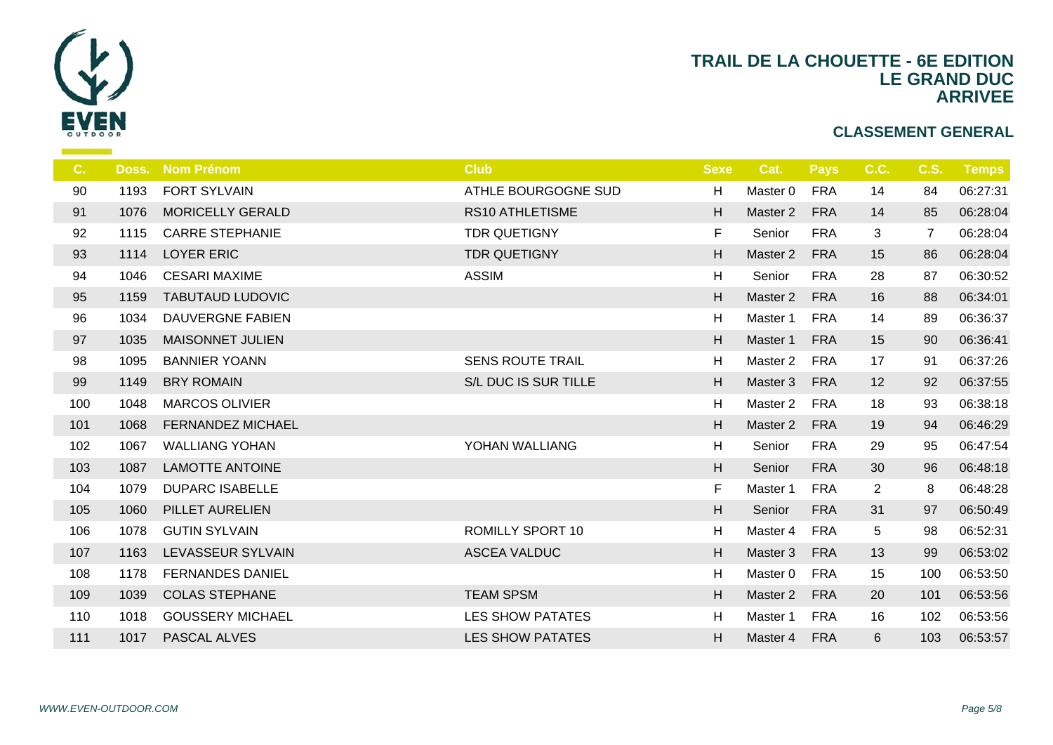# TRAIL DE LA CHOUETTE - 6E EDITION
## LE GRAND DUC
## ARRIVEE

### CLASSEMENT GENERAL

| C. | Doss. | Nom Prénom | Club | Sexe | Cat. | Pays | C.C. | C.S. | Temps |
|---|---|---|---|---|---|---|---|---|---|
| 90 | 1193 | FORT SYLVAIN | ATHLE BOURGOGNE SUD | H | Master 0 | FRA | 14 | 84 | 06:27:31 |
| 91 | 1076 | MORICELLY GERALD | RS10 ATHLETISME | H | Master 2 | FRA | 14 | 85 | 06:28:04 |
| 92 | 1115 | CARRE STEPHANIE | TDR QUETIGNY | F | Senior | FRA | 3 | 7 | 06:28:04 |
| 93 | 1114 | LOYER ERIC | TDR QUETIGNY | H | Master 2 | FRA | 15 | 86 | 06:28:04 |
| 94 | 1046 | CESARI MAXIME | ASSIM | H | Senior | FRA | 28 | 87 | 06:30:52 |
| 95 | 1159 | TABUTAUD LUDOVIC | | H | Master 2 | FRA | 16 | 88 | 06:34:01 |
| 96 | 1034 | DAUVERGNE FABIEN | | H | Master 1 | FRA | 14 | 89 | 06:36:37 |
| 97 | 1035 | MAISONNET JULIEN | | H | Master 1 | FRA | 15 | 90 | 06:36:41 |
| 98 | 1095 | BANNIER YOANN | SENS ROUTE TRAIL | H | Master 2 | FRA | 17 | 91 | 06:37:26 |
| 99 | 1149 | BRY ROMAIN | S/L DUC IS SUR TILLE | H | Master 3 | FRA | 12 | 92 | 06:37:55 |
| 100 | 1048 | MARCOS OLIVIER | | H | Master 2 | FRA | 18 | 93 | 06:38:18 |
| 101 | 1068 | FERNANDEZ MICHAEL | | H | Master 2 | FRA | 19 | 94 | 06:46:29 |
| 102 | 1067 | WALLIANG YOHAN | YOHAN WALLIANG | H | Senior | FRA | 29 | 95 | 06:47:54 |
| 103 | 1087 | LAMOTTE ANTOINE | | H | Senior | FRA | 30 | 96 | 06:48:18 |
| 104 | 1079 | DUPARC ISABELLE | | F | Master 1 | FRA | 2 | 8 | 06:48:28 |
| 105 | 1060 | PILLET AURELIEN | | H | Senior | FRA | 31 | 97 | 06:50:49 |
| 106 | 1078 | GUTIN SYLVAIN | ROMILLY SPORT 10 | H | Master 4 | FRA | 5 | 98 | 06:52:31 |
| 107 | 1163 | LEVASSEUR SYLVAIN | ASCEA VALDUC | H | Master 3 | FRA | 13 | 99 | 06:53:02 |
| 108 | 1178 | FERNANDES DANIEL | | H | Master 0 | FRA | 15 | 100 | 06:53:50 |
| 109 | 1039 | COLAS STEPHANE | TEAM SPSM | H | Master 2 | FRA | 20 | 101 | 06:53:56 |
| 110 | 1018 | GOUSSERY MICHAEL | LES SHOW PATATES | H | Master 1 | FRA | 16 | 102 | 06:53:56 |
| 111 | 1017 | PASCAL ALVES | LES SHOW PATATES | H | Master 4 | FRA | 6 | 103 | 06:53:57 |

*WWW.EVEN-OUTDOOR.COM*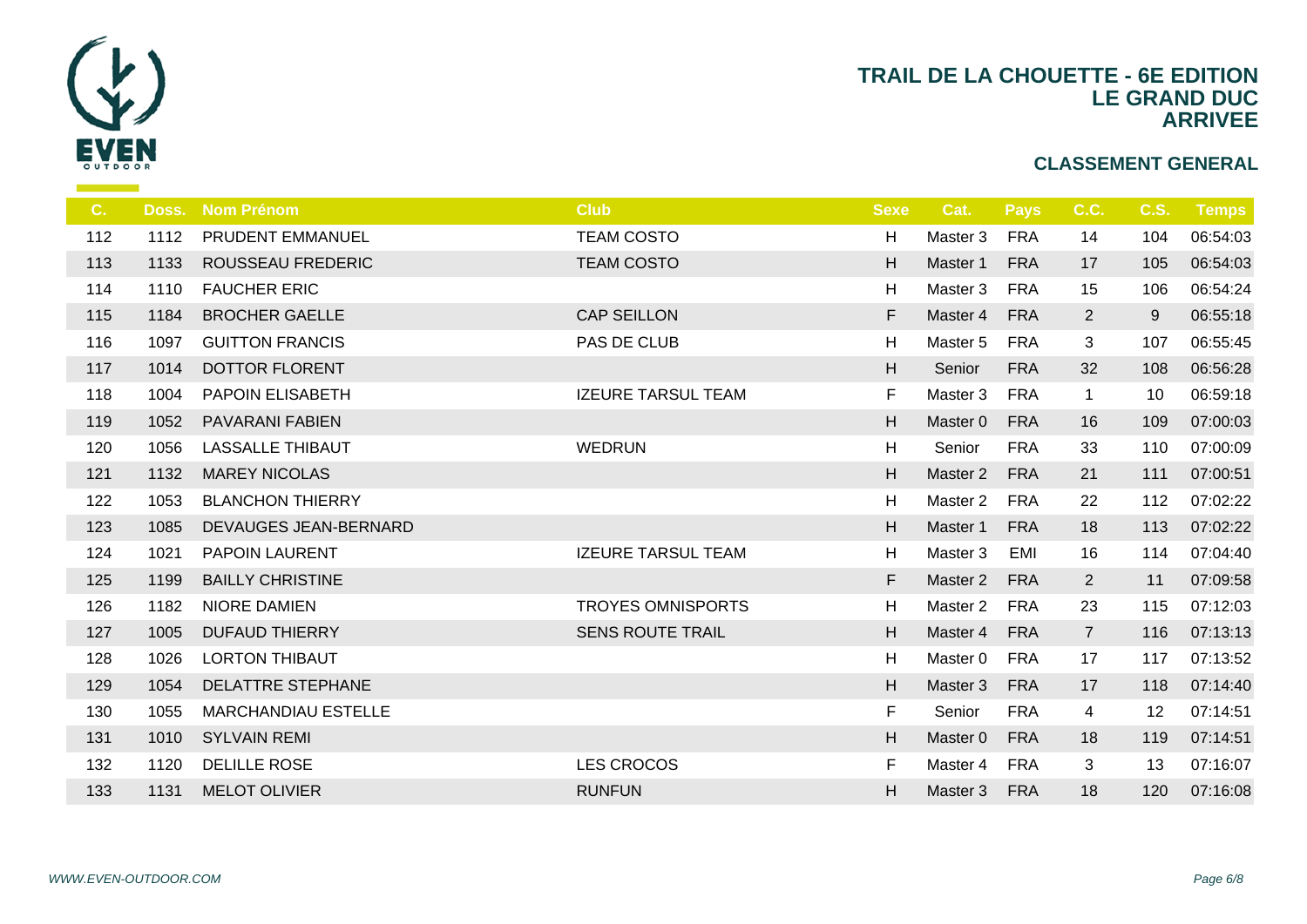# TRAIL DE LA CHOUETTE - 6E EDITION
## LE GRAND DUC
## ARRIVEE

### CLASSEMENT GENERAL

| C. | Doss. | Nom Prénom | Club | Sexe | Cat. | Pays | C.C. | C.S. | Temps |
|---|---|---|---|---|---|---|---|---|---|
| 112 | 1112 | PRUDENT EMMANUEL | TEAM COSTO | H | Master 3 | FRA | 14 | 104 | 06:54:03 |
| 113 | 1133 | ROUSSEAU FREDERIC | TEAM COSTO | H | Master 1 | FRA | 17 | 105 | 06:54:03 |
| 114 | 1110 | FAUCHER ERIC | | H | Master 3 | FRA | 15 | 106 | 06:54:24 |
| 115 | 1184 | BROCHER GAELLE | CAP SEILLON | F | Master 4 | FRA | 2 | 9 | 06:55:18 |
| 116 | 1097 | GUITTON FRANCIS | PAS DE CLUB | H | Master 5 | FRA | 3 | 107 | 06:55:45 |
| 117 | 1014 | DOTTOR FLORENT | | H | Senior | FRA | 32 | 108 | 06:56:28 |
| 118 | 1004 | PAPOIN ELISABETH | IZEURE TARSUL TEAM | F | Master 3 | FRA | 1 | 10 | 06:59:18 |
| 119 | 1052 | PAVARANI FABIEN | | H | Master 0 | FRA | 16 | 109 | 07:00:03 |
| 120 | 1056 | LASSALLE THIBAUT | WEDRUN | H | Senior | FRA | 33 | 110 | 07:00:09 |
| 121 | 1132 | MAREY NICOLAS | | H | Master 2 | FRA | 21 | 111 | 07:00:51 |
| 122 | 1053 | BLANCHON THIERRY | | H | Master 2 | FRA | 22 | 112 | 07:02:22 |
| 123 | 1085 | DEVAUGES JEAN-BERNARD | | H | Master 1 | FRA | 18 | 113 | 07:02:22 |
| 124 | 1021 | PAPOIN LAURENT | IZEURE TARSUL TEAM | H | Master 3 | EMI | 16 | 114 | 07:04:40 |
| 125 | 1199 | BAILLY CHRISTINE | | F | Master 2 | FRA | 2 | 11 | 07:09:58 |
| 126 | 1182 | NIORE DAMIEN | TROYES OMNISPORTS | H | Master 2 | FRA | 23 | 115 | 07:12:03 |
| 127 | 1005 | DUFAUD THIERRY | SENS ROUTE TRAIL | H | Master 4 | FRA | 7 | 116 | 07:13:13 |
| 128 | 1026 | LORTON THIBAUT | | H | Master 0 | FRA | 17 | 117 | 07:13:52 |
| 129 | 1054 | DELATTRE STEPHANE | | H | Master 3 | FRA | 17 | 118 | 07:14:40 |
| 130 | 1055 | MARCHANDIAU ESTELLE | | F | Senior | FRA | 4 | 12 | 07:14:51 |
| 131 | 1010 | SYLVAIN REMI | | H | Master 0 | FRA | 18 | 119 | 07:14:51 |
| 132 | 1120 | DELILLE ROSE | LES CROCOS | F | Master 4 | FRA | 3 | 13 | 07:16:07 |
| 133 | 1131 | MELOT OLIVIER | RUNFUN | H | Master 3 | FRA | 18 | 120 | 07:16:08 |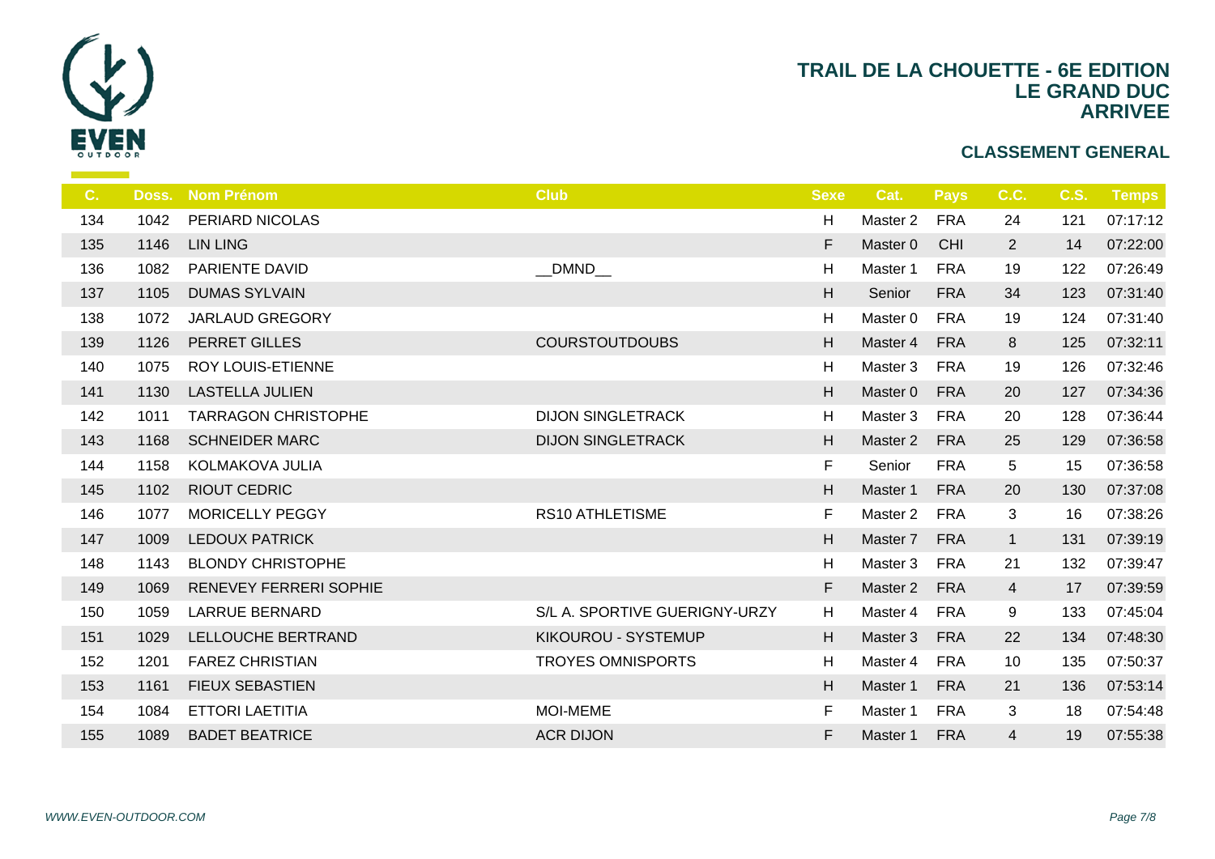# TRAIL DE LA CHOUETTE - 6E EDITION
## LE GRAND DUC
## ARRIVEE

### CLASSEMENT GENERAL

| C. | Doss. | Nom Prénom | Club | Sexe | Cat. | Pays | C.C. | C.S. | Temps |
|---|---|---|---|---|---|---|---|---|---|
| 134 | 1042 | PERIARD NICOLAS | | H | Master 2 | FRA | 24 | 121 | 07:17:12 |
| 135 | 1146 | LIN LING | | F | Master 0 | CHI | 2 | 14 | 07:22:00 |
| 136 | 1082 | PARIENTE DAVID | __DMND__ | H | Master 1 | FRA | 19 | 122 | 07:26:49 |
| 137 | 1105 | DUMAS SYLVAIN | | H | Senior | FRA | 34 | 123 | 07:31:40 |
| 138 | 1072 | JARLAUD GREGORY | | H | Master 0 | FRA | 19 | 124 | 07:31:40 |
| 139 | 1126 | PERRET GILLES | COURSTOUTDOUBS | H | Master 4 | FRA | 8 | 125 | 07:32:11 |
| 140 | 1075 | ROY LOUIS-ETIENNE | | H | Master 3 | FRA | 19 | 126 | 07:32:46 |
| 141 | 1130 | LASTELLA JULIEN | | H | Master 0 | FRA | 20 | 127 | 07:34:36 |
| 142 | 1011 | TARRAGON CHRISTOPHE | DIJON SINGLETRACK | H | Master 3 | FRA | 20 | 128 | 07:36:44 |
| 143 | 1168 | SCHNEIDER MARC | DIJON SINGLETRACK | H | Master 2 | FRA | 25 | 129 | 07:36:58 |
| 144 | 1158 | KOLMAKOVA JULIA | | F | Senior | FRA | 5 | 15 | 07:36:58 |
| 145 | 1102 | RIOUT CEDRIC | | H | Master 1 | FRA | 20 | 130 | 07:37:08 |
| 146 | 1077 | MORICELLY PEGGY | RS10 ATHLETISME | F | Master 2 | FRA | 3 | 16 | 07:38:26 |
| 147 | 1009 | LEDOUX PATRICK | | H | Master 7 | FRA | 1 | 131 | 07:39:19 |
| 148 | 1143 | BLONDY CHRISTOPHE | | H | Master 3 | FRA | 21 | 132 | 07:39:47 |
| 149 | 1069 | RENEVEY FERRERI SOPHIE | | F | Master 2 | FRA | 4 | 17 | 07:39:59 |
| 150 | 1059 | LARRUE BERNARD | S/L A. SPORTIVE GUERIGNY-URZY | H | Master 4 | FRA | 9 | 133 | 07:45:04 |
| 151 | 1029 | LELLOUCHE BERTRAND | KIKOUROU - SYSTEMUP | H | Master 3 | FRA | 22 | 134 | 07:48:30 |
| 152 | 1201 | FAREZ CHRISTIAN | TROYES OMNISPORTS | H | Master 4 | FRA | 10 | 135 | 07:50:37 |
| 153 | 1161 | FIEUX SEBASTIEN | | H | Master 1 | FRA | 21 | 136 | 07:53:14 |
| 154 | 1084 | ETTORI LAETITIA | MOI-MEME | F | Master 1 | FRA | 3 | 18 | 07:54:48 |
| 155 | 1089 | BADET BEATRICE | ACR DIJON | F | Master 1 | FRA | 4 | 19 | 07:55:38 |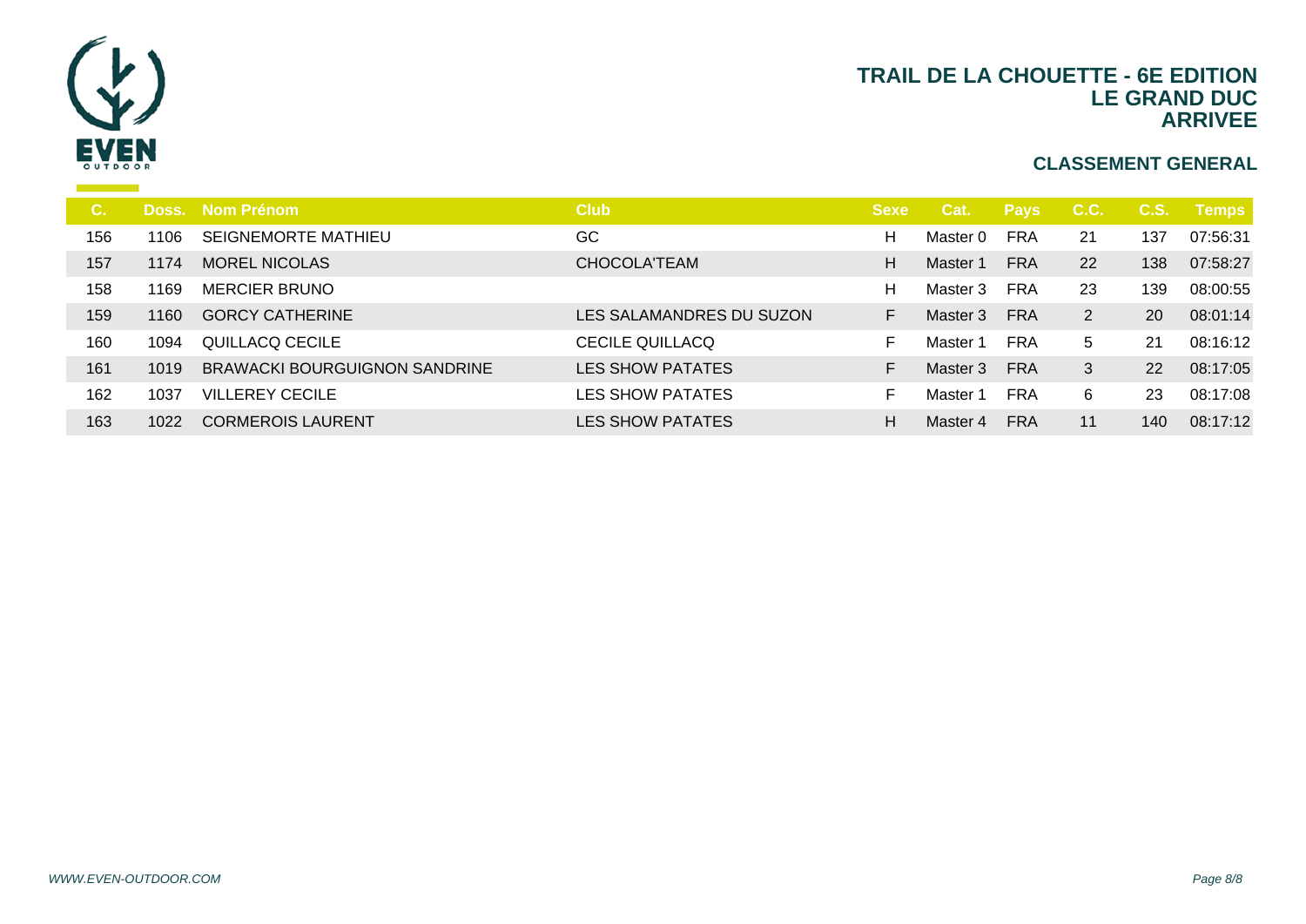# TRAIL DE LA CHOUETTE - 6E EDITION
## LE GRAND DUC
## ARRIVEE

### CLASSEMENT GENERAL

| C. | Doss. | Nom Prénom | Club | Sexe | Cat. | Pays | C.C. | C.S. | Temps |
|---|---|---|---|---|---|---|---|---|---|
| 156 | 1106 | SEIGNEMORTE MATHIEU | GC | H | Master 0 | FRA | 21 | 137 | 07:56:31 |
| 157 | 1174 | MOREL NICOLAS | CHOCOLA'TEAM | H | Master 1 | FRA | 22 | 138 | 07:58:27 |
| 158 | 1169 | MERCIER BRUNO | | H | Master 3 | FRA | 23 | 139 | 08:00:55 |
| 159 | 1160 | GORCY CATHERINE | LES SALAMANDRES DU SUZON | F | Master 3 | FRA | 2 | 20 | 08:01:14 |
| 160 | 1094 | QUILLACQ CECILE | CECILE QUILLACQ | F | Master 1 | FRA | 5 | 21 | 08:16:12 |
| 161 | 1019 | BRAWACKI BOURGUIGNON SANDRINE | LES SHOW PATATES | F | Master 3 | FRA | 3 | 22 | 08:17:05 |
| 162 | 1037 | VILLEREY CECILE | LES SHOW PATATES | F | Master 1 | FRA | 6 | 23 | 08:17:08 |
| 163 | 1022 | CORMEROIS LAURENT | LES SHOW PATATES | H | Master 4 | FRA | 11 | 140 | 08:17:12 |

*WWW.EVEN-OUTDOOR.COM*